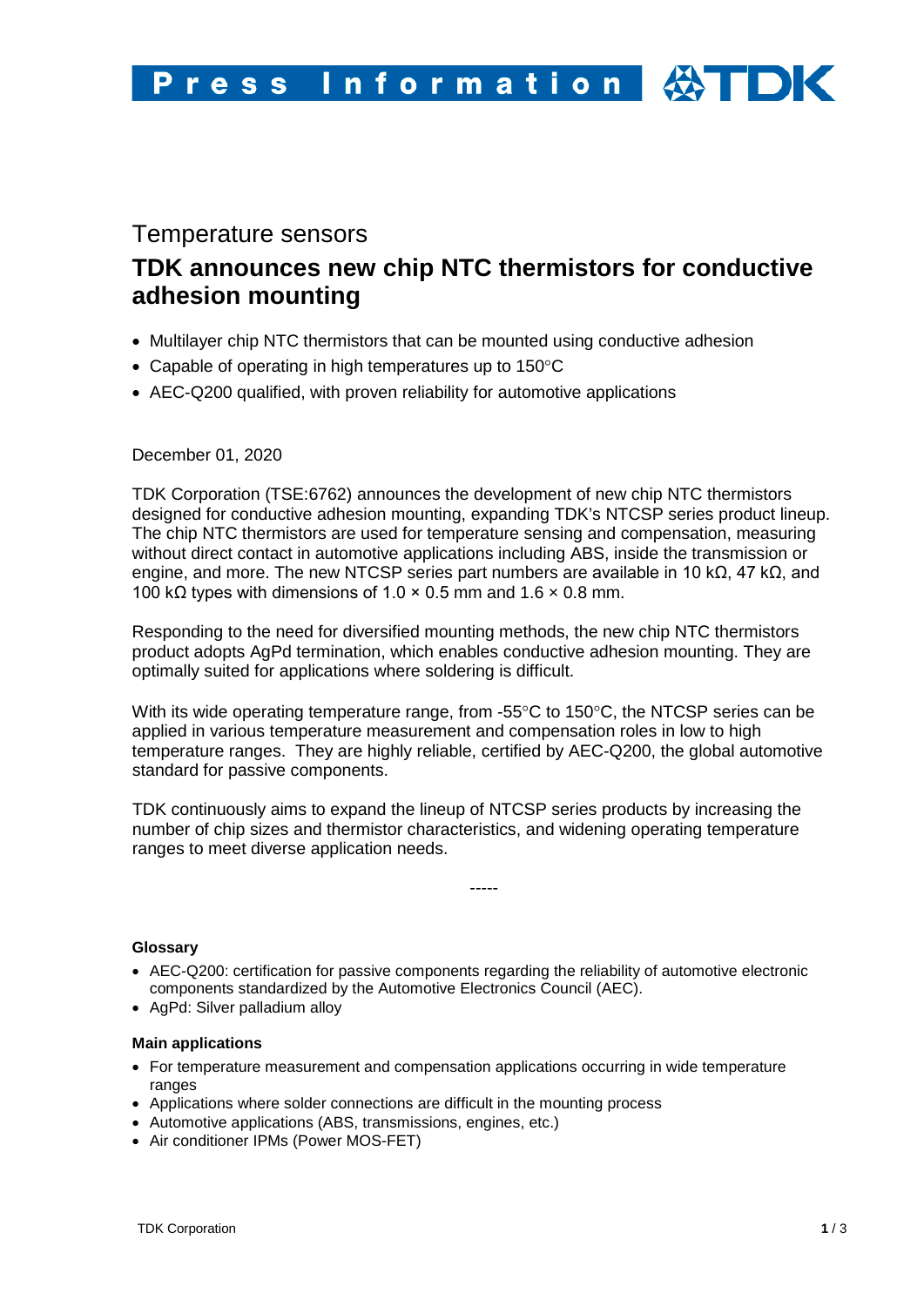Temperature sensors

# TDK announces new chip NTC thermistors for conductive adhesion mounting

- Multilayer chip NTC thermistors that can be mounted using conductive adhesion
- Capable of operating in high temperatures up to 150°C
- AEC-Q200 qualified, with proven reliability for automotive applications

December 01, 2020

TDK Corporation (TSE:6762) announces the development of new chip NTC thermistors designed for conductive adhesion mounting, expanding TDK's NTCSP series product lineup. The chip NTC thermistors are used for temperature sensing and compensation, measuring without direct contact in automotive applications including ABS, inside the transmission or engine, and more. The new NTCSP series part numbers are available in 10 kΩ, 47 kΩ, and 100 kΩ types with dimensions of 1.0 × 0.5 mm and 1.6 × 0.8 mm.

Responding to the need for diversified mounting methods, the new chip NTC thermistors product adopts AgPd termination, which enables conductive adhesion mounting. They are optimally suited for applications where soldering is difficult.

With its wide operating temperature range, from -55°C to 150°C, the NTCSP series can be applied in various temperature measurement and compensation roles in low to high temperature ranges. They are highly reliable, certified by AEC-Q200, the global automotive standard for passive components.

TDK continuously aims to expand the lineup of NTCSP series products by increasing the number of chip sizes and thermistor characteristics, and widening operating temperature ranges to meet diverse application needs.

-----

**Glossary**

- AEC-Q200: certification for passive components regarding the reliability of automotive electronic components standardized by the Automotive Electronics Council (AEC).
- AgPd: Silver palladium alloy

**Main applications**

- For temperature measurement and compensation applications occurring in wide temperature ranges
- Applications where solder connections are difficult in the mounting process
- Automotive applications (ABS, transmissions, engines, etc.)
- Air conditioner IPMs (Power MOS-FET)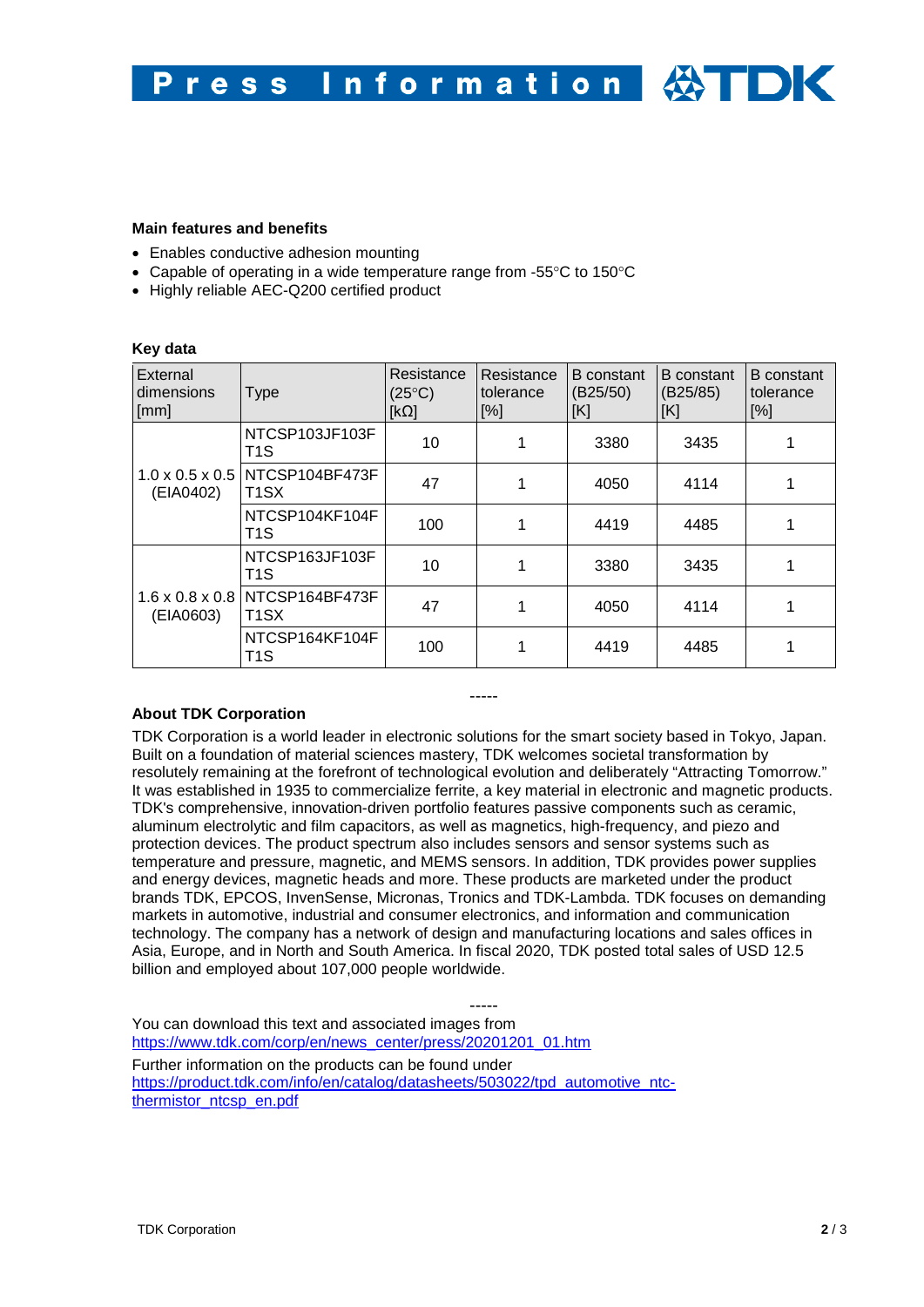**Main features and benefits**

- Enables conductive adhesion mounting
- Capable of operating in a wide temperature range from -55°C to 150°C
- Highly reliable AEC-Q200 certified product

**Key data**

| External dimensions [mm] | Type | Resistance (25°C) [kΩ] | Resistance tolerance [%] | B constant (B25/50) [K] | B constant (B25/85) [K] | B constant tolerance [%] |
|---|---|---|---|---|---|---|
| 1.0 x 0.5 x 0.5 (EIA0402) | NTCSP103JF103FT1S | 10 | 1 | 3380 | 3435 | 1 |
| | NTCSP104BF473FT1SX | 47 | 1 | 4050 | 4114 | 1 |
| | NTCSP104KF104FT1S | 100 | 1 | 4419 | 4485 | 1 |
| 1.6 x 0.8 x 0.8 (EIA0603) | NTCSP163JF103FT1S | 10 | 1 | 3380 | 3435 | 1 |
| | NTCSP164BF473FT1SX | 47 | 1 | 4050 | 4114 | 1 |
| | NTCSP164KF104FT1S | 100 | 1 | 4419 | 4485 | 1 |

-----

**About TDK Corporation**

TDK Corporation is a world leader in electronic solutions for the smart society based in Tokyo, Japan. Built on a foundation of material sciences mastery, TDK welcomes societal transformation by resolutely remaining at the forefront of technological evolution and deliberately "Attracting Tomorrow." It was established in 1935 to commercialize ferrite, a key material in electronic and magnetic products. TDK's comprehensive, innovation-driven portfolio features passive components such as ceramic, aluminum electrolytic and film capacitors, as well as magnetics, high-frequency, and piezo and protection devices. The product spectrum also includes sensors and sensor systems such as temperature and pressure, magnetic, and MEMS sensors. In addition, TDK provides power supplies and energy devices, magnetic heads and more. These products are marketed under the product brands TDK, EPCOS, InvenSense, Micronas, Tronics and TDK-Lambda. TDK focuses on demanding markets in automotive, industrial and consumer electronics, and information and communication technology. The company has a network of design and manufacturing locations and sales offices in Asia, Europe, and in North and South America. In fiscal 2020, TDK posted total sales of USD 12.5 billion and employed about 107,000 people worldwide.

-----

You can download this text and associated images from
https://www.tdk.com/corp/en/news_center/press/20201201_01.htm

Further information on the products can be found under
https://product.tdk.com/info/en/catalog/datasheets/503022/tpd_automotive_ntc-thermistor_ntcsp_en.pdf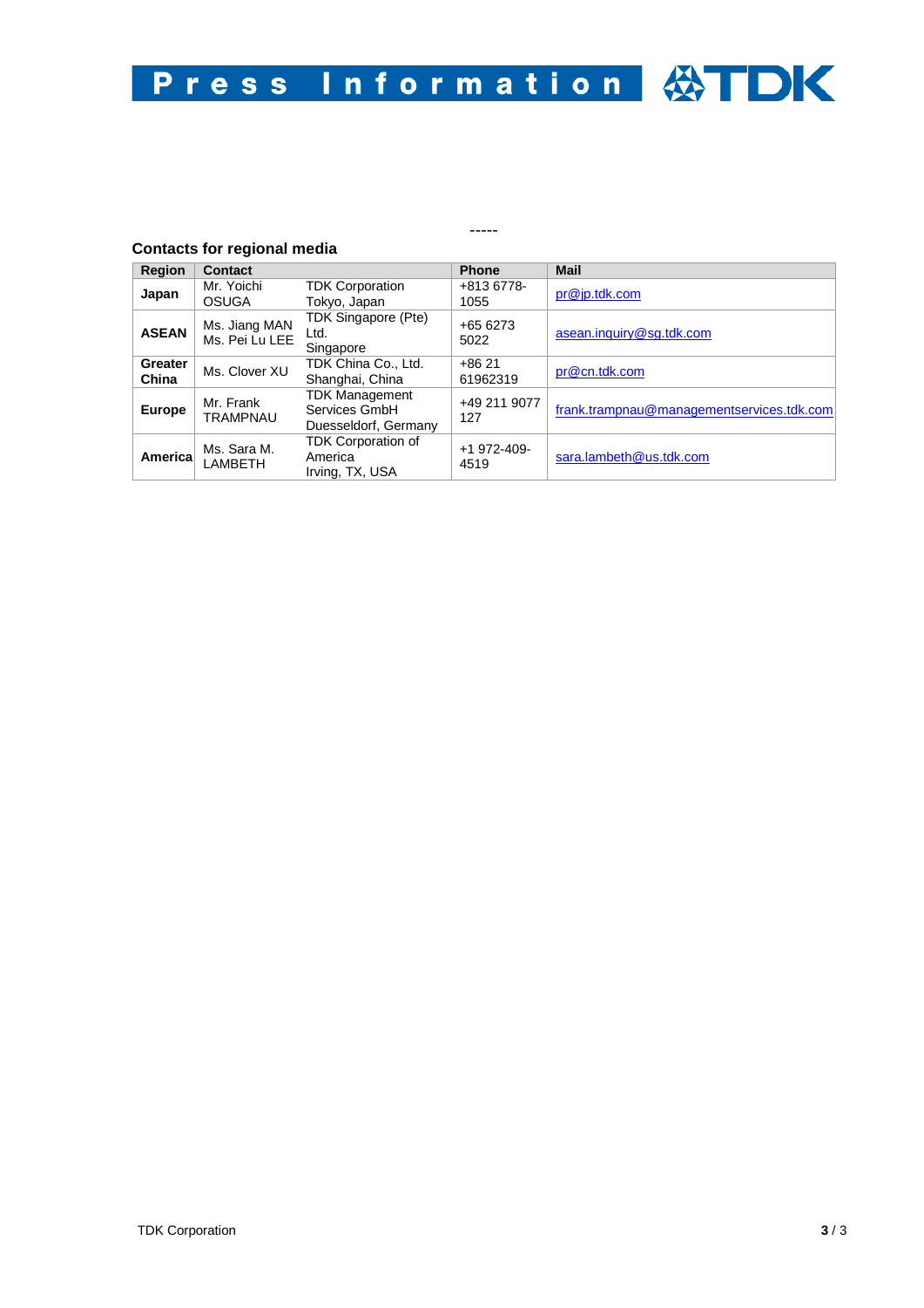-----

**Contacts for regional media**

| Region | Contact | | Phone | Mail |
|---|---|---|---|---|
| **Japan** | Mr. Yoichi OSUGA | TDK Corporation Tokyo, Japan | +813 6778-1055 | pr@jp.tdk.com |
| **ASEAN** | Ms. Jiang MAN Ms. Pei Lu LEE | TDK Singapore (Pte) Ltd. Singapore | +65 6273 5022 | asean.inquiry@sg.tdk.com |
| **Greater China** | Ms. Clover XU | TDK China Co., Ltd. Shanghai, China | +86 21 61962319 | pr@cn.tdk.com |
| **Europe** | Mr. Frank TRAMPNAU | TDK Management Services GmbH Duesseldorf, Germany | +49 211 9077 127 | frank.trampnau@managementservices.tdk.com |
| **America** | Ms. Sara M. LAMBETH | TDK Corporation of America Irving, TX, USA | +1 972-409-4519 | sara.lambeth@us.tdk.com |